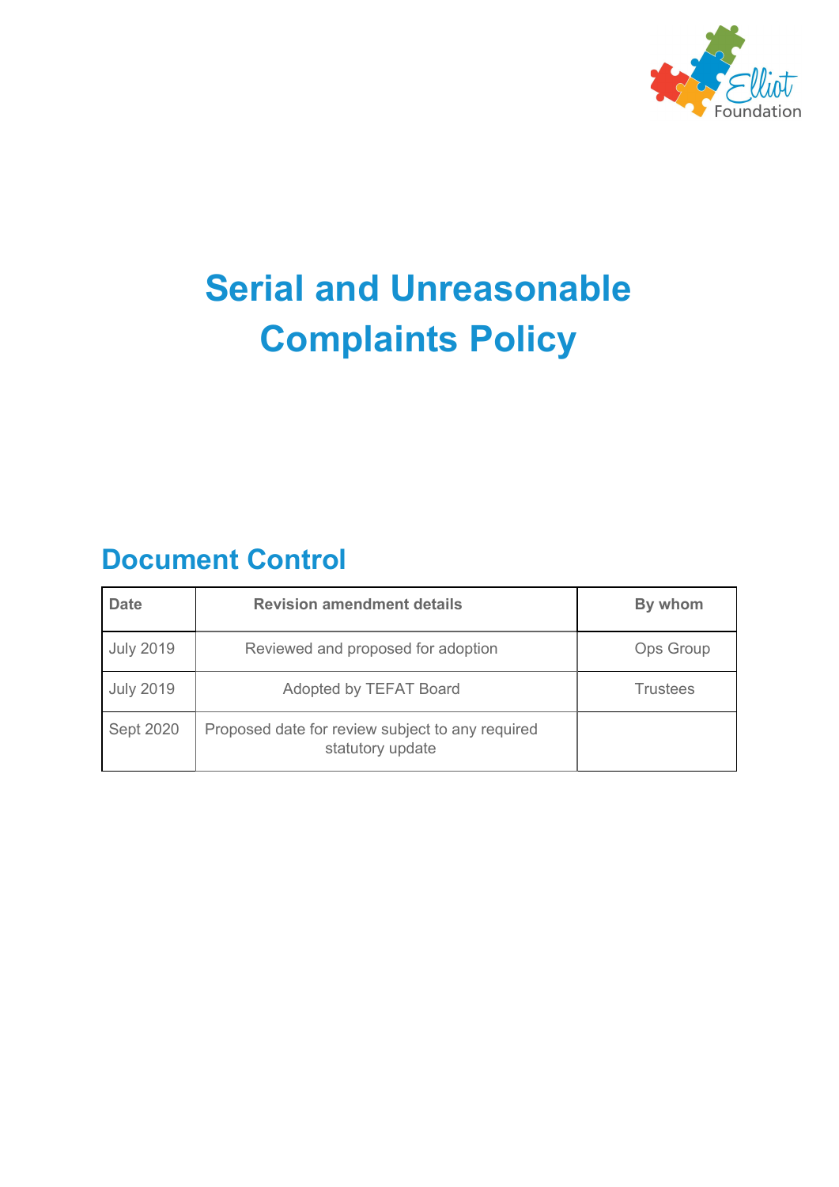# Serial and Unreasonable Complaints Policy

## Document Control

| Date | Revision amendment details | By whom |
|---|---|---|
| July 2019 | Reviewed and proposed for adoption | Ops Group |
| July 2019 | Adopted by TEFAT Board | Trustees |
| Sept 2020 | Proposed date for review subject to any required statutory update | |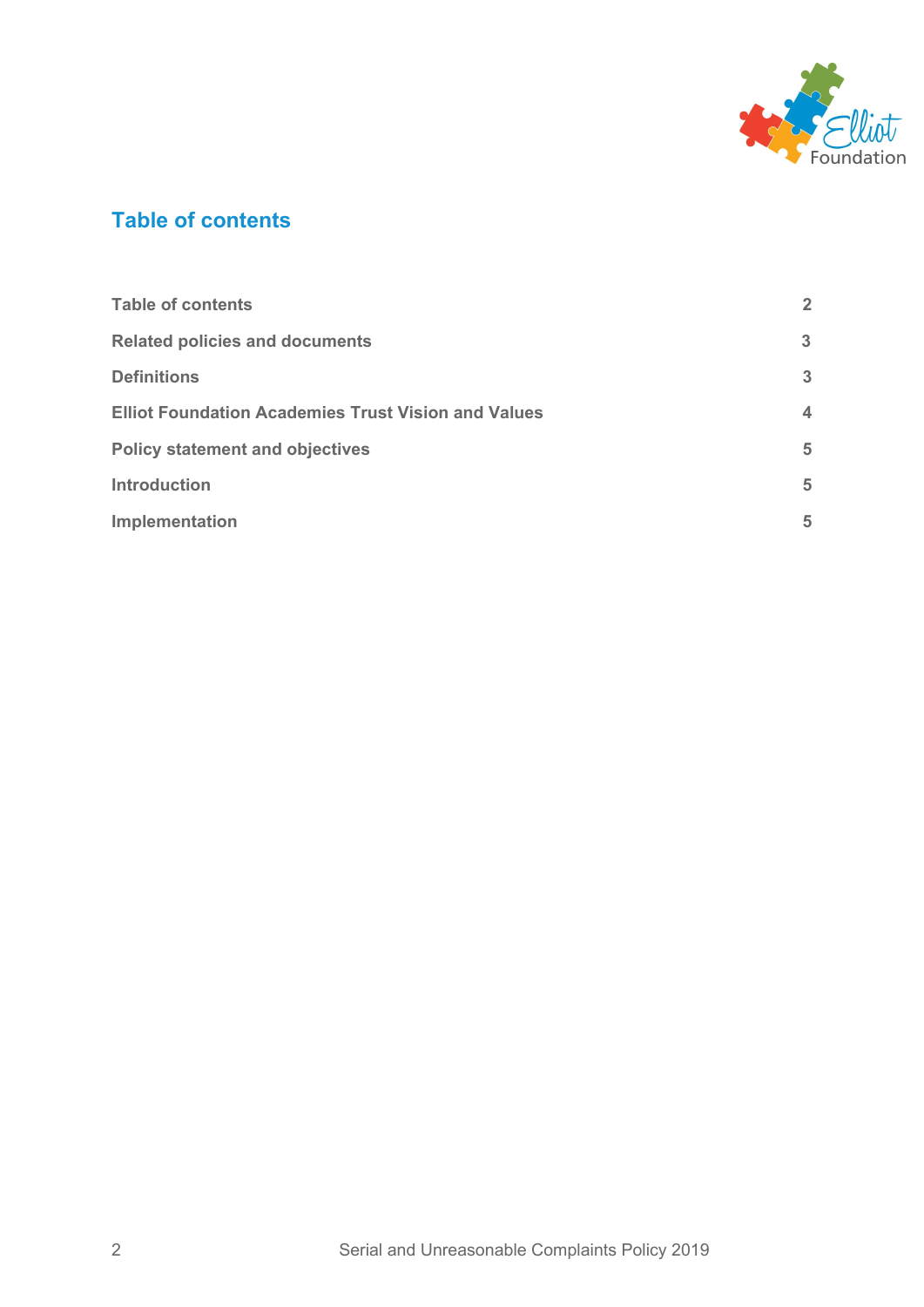## Table of contents

| | |
|---|---|
| **Table of contents** | **2** |
| **Related policies and documents** | **3** |
| **Definitions** | **3** |
| **Elliot Foundation Academies Trust Vision and Values** | **4** |
| **Policy statement and objectives** | **5** |
| **Introduction** | **5** |
| **Implementation** | **5** |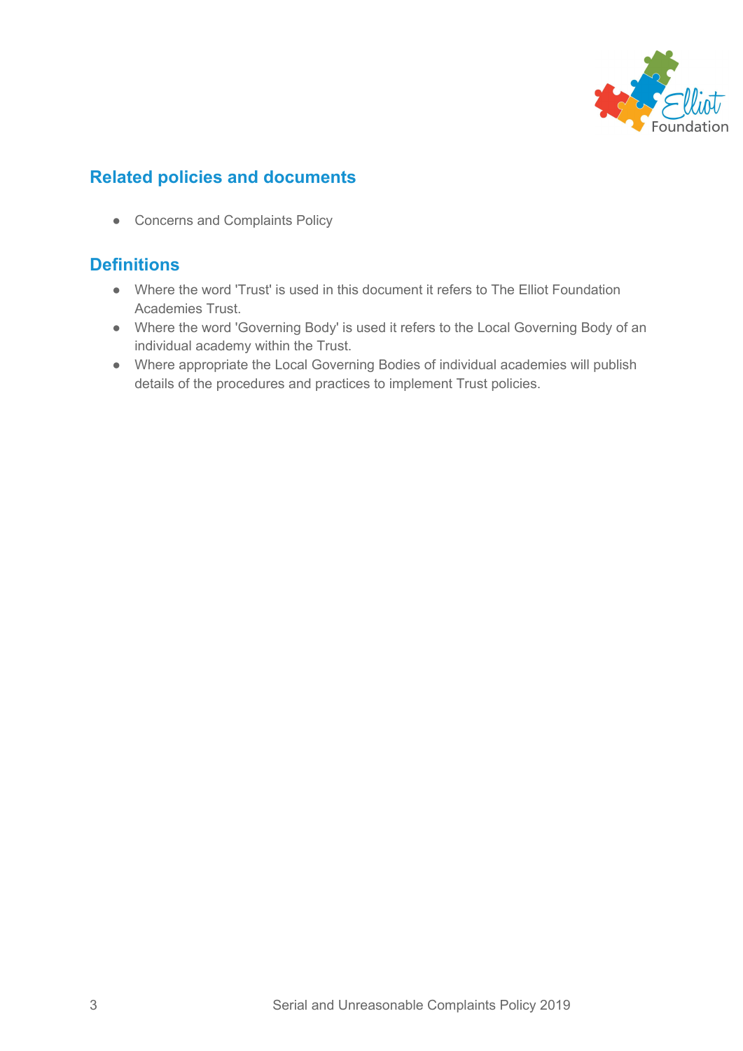## Related policies and documents

- Concerns and Complaints Policy

## Definitions

- Where the word 'Trust' is used in this document it refers to The Elliot Foundation Academies Trust.
- Where the word 'Governing Body' is used it refers to the Local Governing Body of an individual academy within the Trust.
- Where appropriate the Local Governing Bodies of individual academies will publish details of the procedures and practices to implement Trust policies.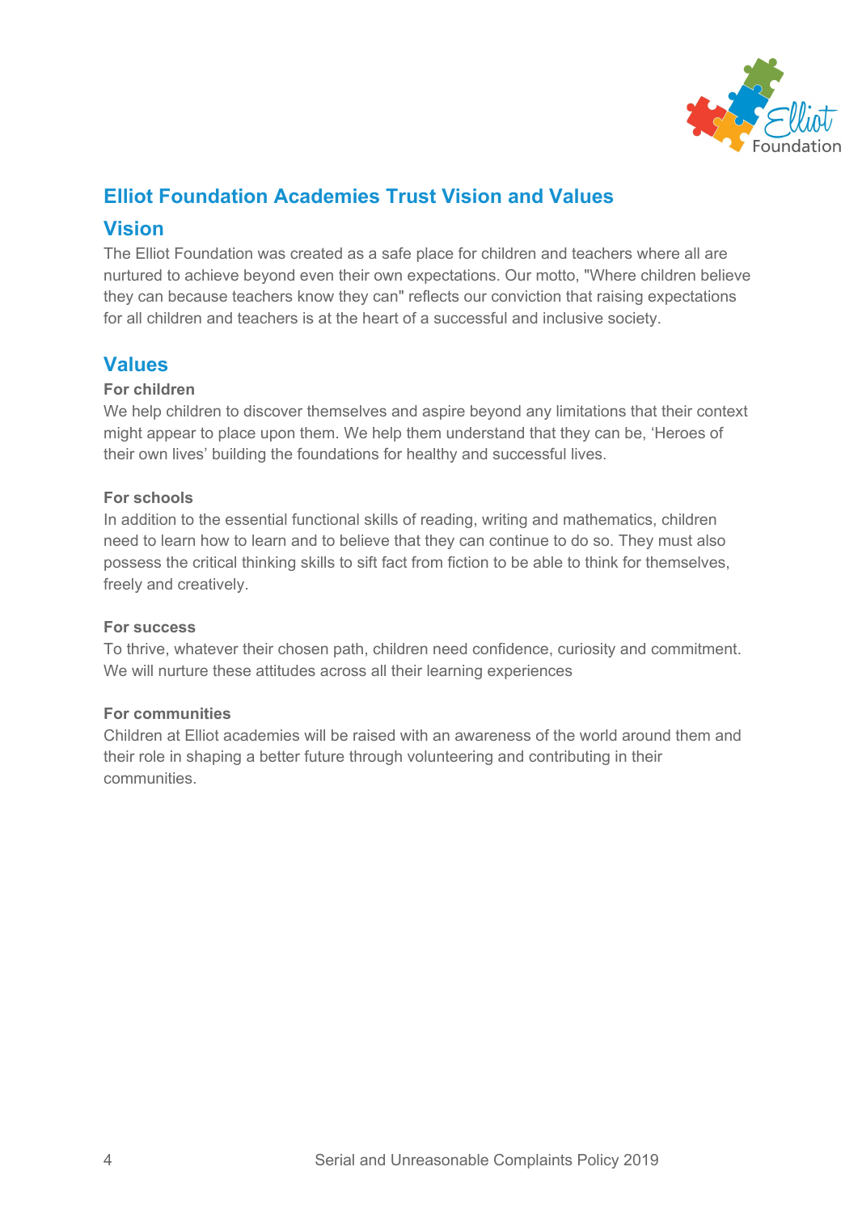# Elliot Foundation Academies Trust Vision and Values

## Vision

The Elliot Foundation was created as a safe place for children and teachers where all are nurtured to achieve beyond even their own expectations. Our motto, "Where children believe they can because teachers know they can" reflects our conviction that raising expectations for all children and teachers is at the heart of a successful and inclusive society.

## Values

**For children**

We help children to discover themselves and aspire beyond any limitations that their context might appear to place upon them. We help them understand that they can be, 'Heroes of their own lives' building the foundations for healthy and successful lives.

**For schools**

In addition to the essential functional skills of reading, writing and mathematics, children need to learn how to learn and to believe that they can continue to do so. They must also possess the critical thinking skills to sift fact from fiction to be able to think for themselves, freely and creatively.

**For success**

To thrive, whatever their chosen path, children need confidence, curiosity and commitment. We will nurture these attitudes across all their learning experiences

**For communities**

Children at Elliot academies will be raised with an awareness of the world around them and their role in shaping a better future through volunteering and contributing in their communities.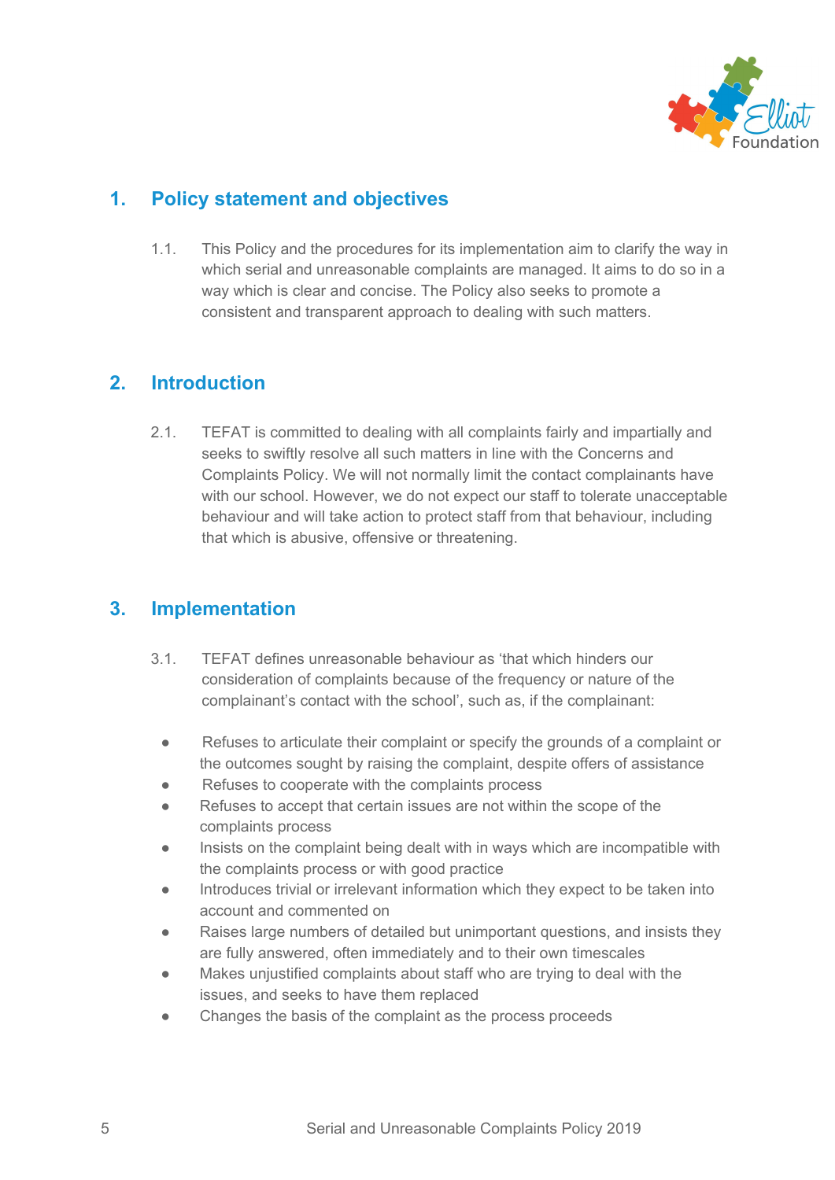## 1. Policy statement and objectives

1.1. This Policy and the procedures for its implementation aim to clarify the way in which serial and unreasonable complaints are managed. It aims to do so in a way which is clear and concise. The Policy also seeks to promote a consistent and transparent approach to dealing with such matters.

## 2. Introduction

2.1. TEFAT is committed to dealing with all complaints fairly and impartially and seeks to swiftly resolve all such matters in line with the Concerns and Complaints Policy. We will not normally limit the contact complainants have with our school. However, we do not expect our staff to tolerate unacceptable behaviour and will take action to protect staff from that behaviour, including that which is abusive, offensive or threatening.

## 3. Implementation

3.1. TEFAT defines unreasonable behaviour as 'that which hinders our consideration of complaints because of the frequency or nature of the complainant's contact with the school', such as, if the complainant:

- Refuses to articulate their complaint or specify the grounds of a complaint or the outcomes sought by raising the complaint, despite offers of assistance
- Refuses to cooperate with the complaints process
- Refuses to accept that certain issues are not within the scope of the complaints process
- Insists on the complaint being dealt with in ways which are incompatible with the complaints process or with good practice
- Introduces trivial or irrelevant information which they expect to be taken into account and commented on
- Raises large numbers of detailed but unimportant questions, and insists they are fully answered, often immediately and to their own timescales
- Makes unjustified complaints about staff who are trying to deal with the issues, and seeks to have them replaced
- Changes the basis of the complaint as the process proceeds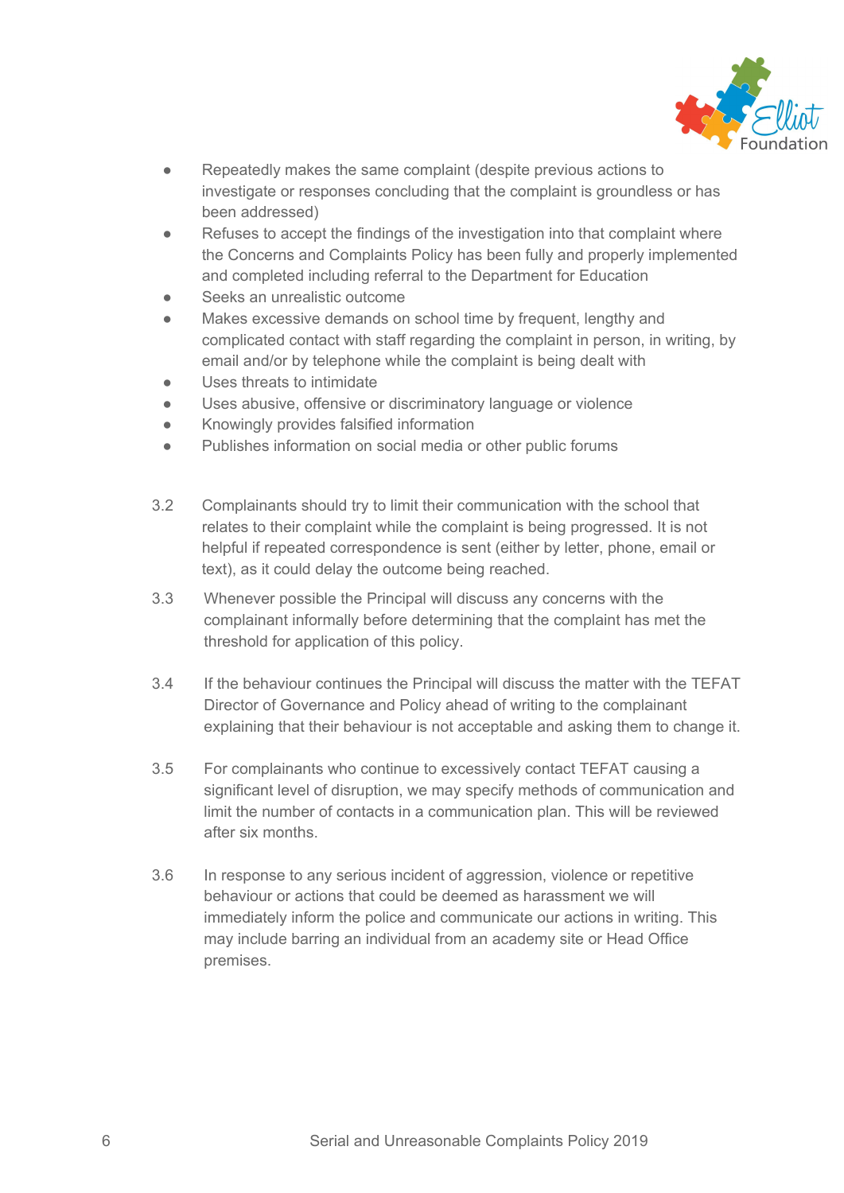- Repeatedly makes the same complaint (despite previous actions to investigate or responses concluding that the complaint is groundless or has been addressed)
- Refuses to accept the findings of the investigation into that complaint where the Concerns and Complaints Policy has been fully and properly implemented and completed including referral to the Department for Education
- Seeks an unrealistic outcome
- Makes excessive demands on school time by frequent, lengthy and complicated contact with staff regarding the complaint in person, in writing, by email and/or by telephone while the complaint is being dealt with
- Uses threats to intimidate
- Uses abusive, offensive or discriminatory language or violence
- Knowingly provides falsified information
- Publishes information on social media or other public forums

3.2 Complainants should try to limit their communication with the school that relates to their complaint while the complaint is being progressed. It is not helpful if repeated correspondence is sent (either by letter, phone, email or text), as it could delay the outcome being reached.

3.3 Whenever possible the Principal will discuss any concerns with the complainant informally before determining that the complaint has met the threshold for application of this policy.

3.4 If the behaviour continues the Principal will discuss the matter with the TEFAT Director of Governance and Policy ahead of writing to the complainant explaining that their behaviour is not acceptable and asking them to change it.

3.5 For complainants who continue to excessively contact TEFAT causing a significant level of disruption, we may specify methods of communication and limit the number of contacts in a communication plan. This will be reviewed after six months.

3.6 In response to any serious incident of aggression, violence or repetitive behaviour or actions that could be deemed as harassment we will immediately inform the police and communicate our actions in writing. This may include barring an individual from an academy site or Head Office premises.